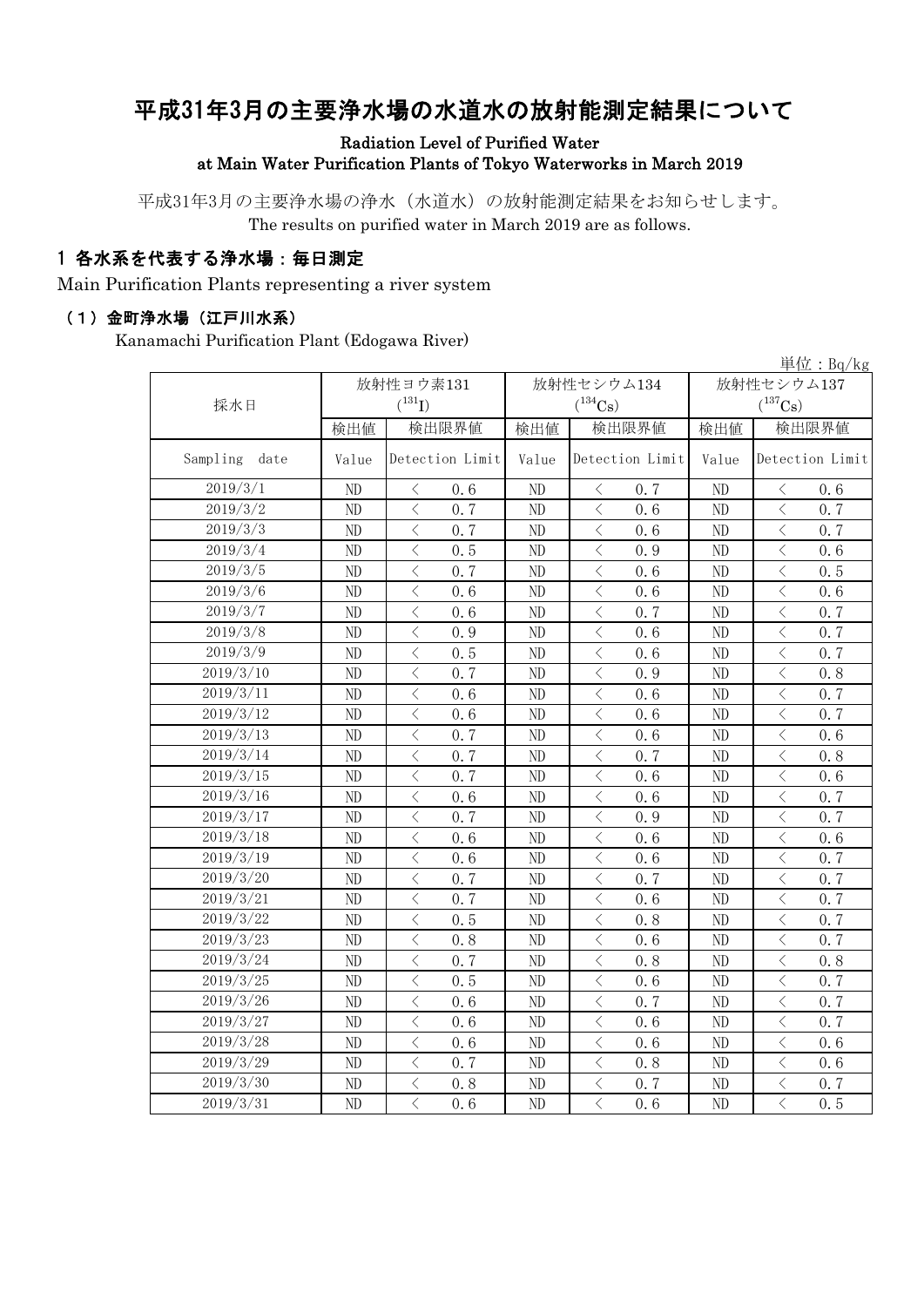# 平成31年3月の主要浄水場の水道水の放射能測定結果について

**Radiation Level of Purified Water at Main Water Purification Plants of Tokyo Waterworks in March 2019**

平成31年3月の主要浄水場の浄水（水道水）の放射能測定結果をお知らせします。
The results on purified water in March 2019 are as follows.

## 1 各水系を代表する浄水場：毎日測定

Main Purification Plants representing a river system

### （1）金町浄水場（江戸川水系）

Kanamachi Purification Plant (Edogawa River)

単位：Bq/kg

| 採水日 | 放射性ヨウ素131 ($^{131}$I) | | 放射性セシウム134 ($^{134}$Cs) | | 放射性セシウム137 ($^{137}$Cs) | |
|---|---|---|---|---|---|---|
| | 検出値 | 検出限界値 | 検出値 | 検出限界値 | 検出値 | 検出限界値 |
| Sampling date | Value | Detection Limit | Value | Detection Limit | Value | Detection Limit |
| 2019/3/1 | ND | ＜ 0.6 | ND | ＜ 0.7 | ND | ＜ 0.6 |
| 2019/3/2 | ND | ＜ 0.7 | ND | ＜ 0.6 | ND | ＜ 0.7 |
| 2019/3/3 | ND | ＜ 0.7 | ND | ＜ 0.6 | ND | ＜ 0.7 |
| 2019/3/4 | ND | ＜ 0.5 | ND | ＜ 0.9 | ND | ＜ 0.6 |
| 2019/3/5 | ND | ＜ 0.7 | ND | ＜ 0.6 | ND | ＜ 0.5 |
| 2019/3/6 | ND | ＜ 0.6 | ND | ＜ 0.6 | ND | ＜ 0.6 |
| 2019/3/7 | ND | ＜ 0.6 | ND | ＜ 0.7 | ND | ＜ 0.7 |
| 2019/3/8 | ND | ＜ 0.9 | ND | ＜ 0.6 | ND | ＜ 0.7 |
| 2019/3/9 | ND | ＜ 0.5 | ND | ＜ 0.6 | ND | ＜ 0.7 |
| 2019/3/10 | ND | ＜ 0.7 | ND | ＜ 0.9 | ND | ＜ 0.8 |
| 2019/3/11 | ND | ＜ 0.6 | ND | ＜ 0.6 | ND | ＜ 0.7 |
| 2019/3/12 | ND | ＜ 0.6 | ND | ＜ 0.6 | ND | ＜ 0.7 |
| 2019/3/13 | ND | ＜ 0.7 | ND | ＜ 0.6 | ND | ＜ 0.6 |
| 2019/3/14 | ND | ＜ 0.7 | ND | ＜ 0.7 | ND | ＜ 0.8 |
| 2019/3/15 | ND | ＜ 0.7 | ND | ＜ 0.6 | ND | ＜ 0.6 |
| 2019/3/16 | ND | ＜ 0.6 | ND | ＜ 0.6 | ND | ＜ 0.7 |
| 2019/3/17 | ND | ＜ 0.7 | ND | ＜ 0.9 | ND | ＜ 0.7 |
| 2019/3/18 | ND | ＜ 0.6 | ND | ＜ 0.6 | ND | ＜ 0.6 |
| 2019/3/19 | ND | ＜ 0.6 | ND | ＜ 0.6 | ND | ＜ 0.7 |
| 2019/3/20 | ND | ＜ 0.7 | ND | ＜ 0.7 | ND | ＜ 0.7 |
| 2019/3/21 | ND | ＜ 0.7 | ND | ＜ 0.6 | ND | ＜ 0.7 |
| 2019/3/22 | ND | ＜ 0.5 | ND | ＜ 0.8 | ND | ＜ 0.7 |
| 2019/3/23 | ND | ＜ 0.8 | ND | ＜ 0.6 | ND | ＜ 0.7 |
| 2019/3/24 | ND | ＜ 0.7 | ND | ＜ 0.8 | ND | ＜ 0.8 |
| 2019/3/25 | ND | ＜ 0.5 | ND | ＜ 0.6 | ND | ＜ 0.7 |
| 2019/3/26 | ND | ＜ 0.6 | ND | ＜ 0.7 | ND | ＜ 0.7 |
| 2019/3/27 | ND | ＜ 0.6 | ND | ＜ 0.6 | ND | ＜ 0.7 |
| 2019/3/28 | ND | ＜ 0.6 | ND | ＜ 0.6 | ND | ＜ 0.6 |
| 2019/3/29 | ND | ＜ 0.7 | ND | ＜ 0.8 | ND | ＜ 0.6 |
| 2019/3/30 | ND | ＜ 0.8 | ND | ＜ 0.7 | ND | ＜ 0.7 |
| 2019/3/31 | ND | ＜ 0.6 | ND | ＜ 0.6 | ND | ＜ 0.5 |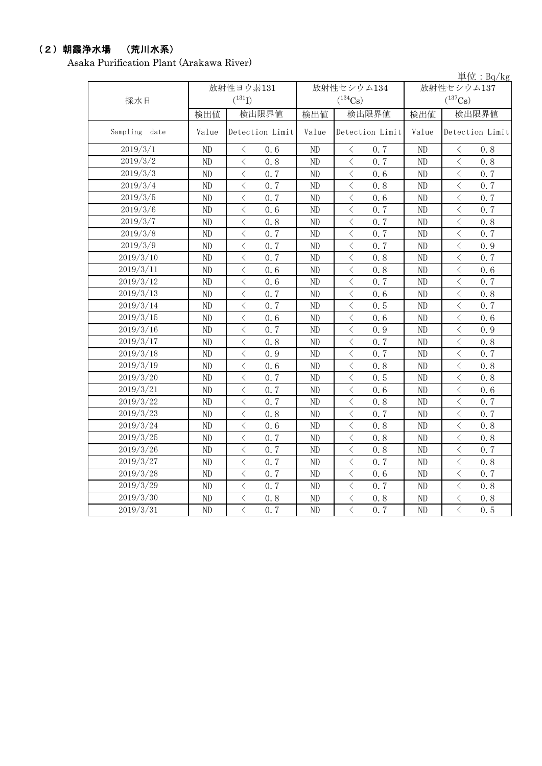## （２）朝霞浄水場　（荒川水系）

Asaka Purification Plant (Arakawa River)

単位：Bq/kg

| 採水日 | 放射性ヨウ素131 ($^{131}$I) | | 放射性セシウム134 ($^{134}$Cs) | | 放射性セシウム137 ($^{137}$Cs) | |
|---|---|---|---|---|---|---|
| | 検出値 | 検出限界値 | 検出値 | 検出限界値 | 検出値 | 検出限界値 |
| Sampling date | Value | Detection Limit | Value | Detection Limit | Value | Detection Limit |
| 2019/3/1 | ND | ＜ 0.6 | ND | ＜ 0.7 | ND | ＜ 0.8 |
| 2019/3/2 | ND | ＜ 0.8 | ND | ＜ 0.7 | ND | ＜ 0.8 |
| 2019/3/3 | ND | ＜ 0.7 | ND | ＜ 0.6 | ND | ＜ 0.7 |
| 2019/3/4 | ND | ＜ 0.7 | ND | ＜ 0.8 | ND | ＜ 0.7 |
| 2019/3/5 | ND | ＜ 0.7 | ND | ＜ 0.6 | ND | ＜ 0.7 |
| 2019/3/6 | ND | ＜ 0.6 | ND | ＜ 0.7 | ND | ＜ 0.7 |
| 2019/3/7 | ND | ＜ 0.8 | ND | ＜ 0.7 | ND | ＜ 0.8 |
| 2019/3/8 | ND | ＜ 0.7 | ND | ＜ 0.7 | ND | ＜ 0.7 |
| 2019/3/9 | ND | ＜ 0.7 | ND | ＜ 0.7 | ND | ＜ 0.9 |
| 2019/3/10 | ND | ＜ 0.7 | ND | ＜ 0.8 | ND | ＜ 0.7 |
| 2019/3/11 | ND | ＜ 0.6 | ND | ＜ 0.8 | ND | ＜ 0.6 |
| 2019/3/12 | ND | ＜ 0.6 | ND | ＜ 0.7 | ND | ＜ 0.7 |
| 2019/3/13 | ND | ＜ 0.7 | ND | ＜ 0.6 | ND | ＜ 0.8 |
| 2019/3/14 | ND | ＜ 0.7 | ND | ＜ 0.5 | ND | ＜ 0.7 |
| 2019/3/15 | ND | ＜ 0.6 | ND | ＜ 0.6 | ND | ＜ 0.6 |
| 2019/3/16 | ND | ＜ 0.7 | ND | ＜ 0.9 | ND | ＜ 0.9 |
| 2019/3/17 | ND | ＜ 0.8 | ND | ＜ 0.7 | ND | ＜ 0.8 |
| 2019/3/18 | ND | ＜ 0.9 | ND | ＜ 0.7 | ND | ＜ 0.7 |
| 2019/3/19 | ND | ＜ 0.6 | ND | ＜ 0.8 | ND | ＜ 0.8 |
| 2019/3/20 | ND | ＜ 0.7 | ND | ＜ 0.5 | ND | ＜ 0.8 |
| 2019/3/21 | ND | ＜ 0.7 | ND | ＜ 0.6 | ND | ＜ 0.6 |
| 2019/3/22 | ND | ＜ 0.7 | ND | ＜ 0.8 | ND | ＜ 0.7 |
| 2019/3/23 | ND | ＜ 0.8 | ND | ＜ 0.7 | ND | ＜ 0.7 |
| 2019/3/24 | ND | ＜ 0.6 | ND | ＜ 0.8 | ND | ＜ 0.8 |
| 2019/3/25 | ND | ＜ 0.7 | ND | ＜ 0.8 | ND | ＜ 0.8 |
| 2019/3/26 | ND | ＜ 0.7 | ND | ＜ 0.8 | ND | ＜ 0.7 |
| 2019/3/27 | ND | ＜ 0.7 | ND | ＜ 0.7 | ND | ＜ 0.8 |
| 2019/3/28 | ND | ＜ 0.7 | ND | ＜ 0.6 | ND | ＜ 0.7 |
| 2019/3/29 | ND | ＜ 0.7 | ND | ＜ 0.7 | ND | ＜ 0.8 |
| 2019/3/30 | ND | ＜ 0.8 | ND | ＜ 0.8 | ND | ＜ 0.8 |
| 2019/3/31 | ND | ＜ 0.7 | ND | ＜ 0.7 | ND | ＜ 0.5 |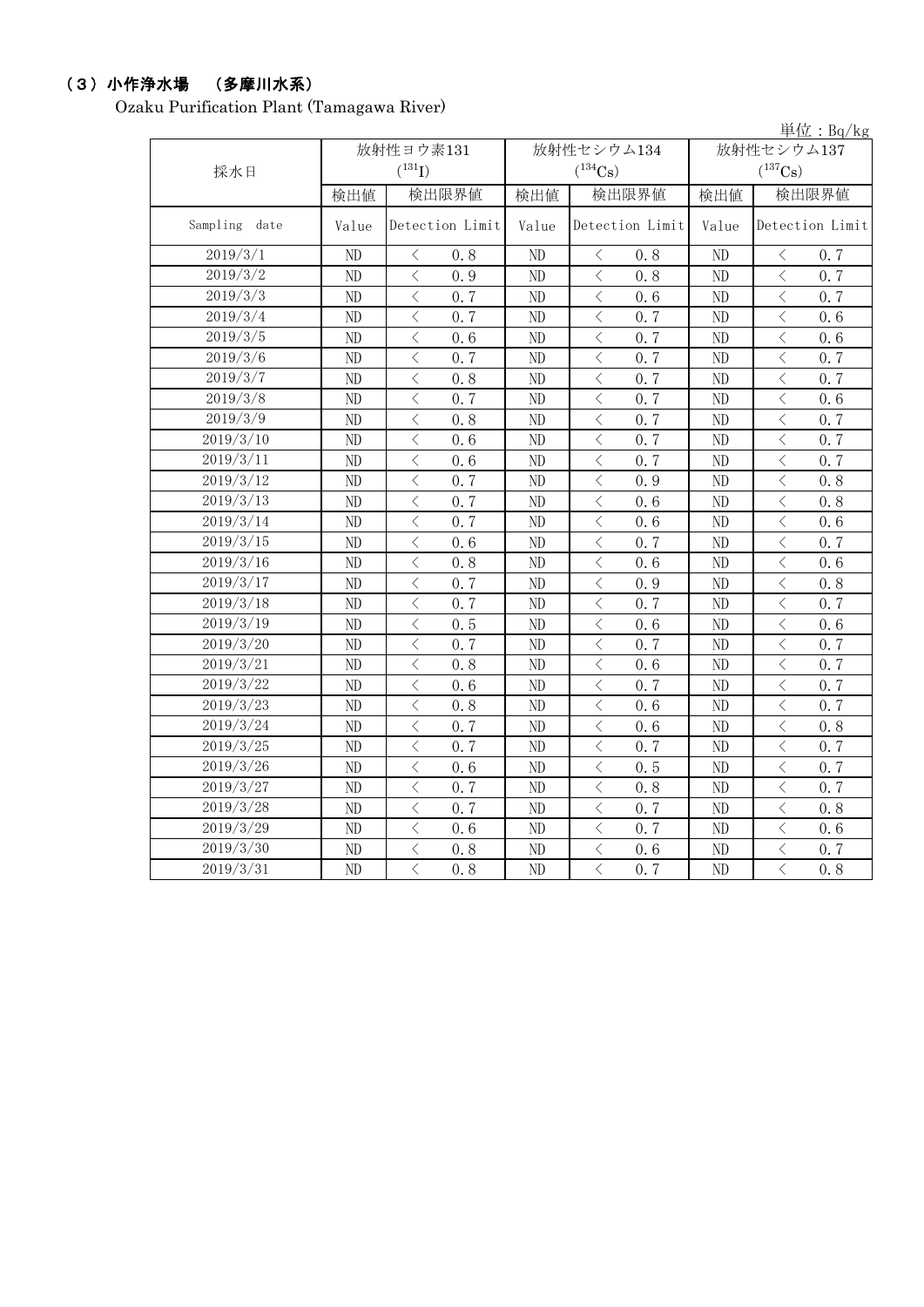## （3）小作浄水場　（多摩川水系）

Ozaku Purification Plant (Tamagawa River)

単位：Bq/kg

| 採水日 | 放射性ヨウ素131 ($^{131}I$) | | 放射性セシウム134 ($^{134}Cs$) | | 放射性セシウム137 ($^{137}Cs$) | |
|---|---|---|---|---|---|---|
| | 検出値 | 検出限界値 | 検出値 | 検出限界値 | 検出値 | 検出限界値 |
| Sampling date | Value | Detection Limit | Value | Detection Limit | Value | Detection Limit |
| 2019/3/1 | ND | ＜ 0.8 | ND | ＜ 0.8 | ND | ＜ 0.7 |
| 2019/3/2 | ND | ＜ 0.9 | ND | ＜ 0.8 | ND | ＜ 0.7 |
| 2019/3/3 | ND | ＜ 0.7 | ND | ＜ 0.6 | ND | ＜ 0.7 |
| 2019/3/4 | ND | ＜ 0.7 | ND | ＜ 0.7 | ND | ＜ 0.6 |
| 2019/3/5 | ND | ＜ 0.6 | ND | ＜ 0.7 | ND | ＜ 0.6 |
| 2019/3/6 | ND | ＜ 0.7 | ND | ＜ 0.7 | ND | ＜ 0.7 |
| 2019/3/7 | ND | ＜ 0.8 | ND | ＜ 0.7 | ND | ＜ 0.7 |
| 2019/3/8 | ND | ＜ 0.7 | ND | ＜ 0.7 | ND | ＜ 0.6 |
| 2019/3/9 | ND | ＜ 0.8 | ND | ＜ 0.7 | ND | ＜ 0.7 |
| 2019/3/10 | ND | ＜ 0.6 | ND | ＜ 0.7 | ND | ＜ 0.7 |
| 2019/3/11 | ND | ＜ 0.6 | ND | ＜ 0.7 | ND | ＜ 0.7 |
| 2019/3/12 | ND | ＜ 0.7 | ND | ＜ 0.9 | ND | ＜ 0.8 |
| 2019/3/13 | ND | ＜ 0.7 | ND | ＜ 0.6 | ND | ＜ 0.8 |
| 2019/3/14 | ND | ＜ 0.7 | ND | ＜ 0.6 | ND | ＜ 0.6 |
| 2019/3/15 | ND | ＜ 0.6 | ND | ＜ 0.7 | ND | ＜ 0.7 |
| 2019/3/16 | ND | ＜ 0.8 | ND | ＜ 0.6 | ND | ＜ 0.6 |
| 2019/3/17 | ND | ＜ 0.7 | ND | ＜ 0.9 | ND | ＜ 0.8 |
| 2019/3/18 | ND | ＜ 0.7 | ND | ＜ 0.7 | ND | ＜ 0.7 |
| 2019/3/19 | ND | ＜ 0.5 | ND | ＜ 0.6 | ND | ＜ 0.6 |
| 2019/3/20 | ND | ＜ 0.7 | ND | ＜ 0.7 | ND | ＜ 0.7 |
| 2019/3/21 | ND | ＜ 0.8 | ND | ＜ 0.6 | ND | ＜ 0.7 |
| 2019/3/22 | ND | ＜ 0.6 | ND | ＜ 0.7 | ND | ＜ 0.7 |
| 2019/3/23 | ND | ＜ 0.8 | ND | ＜ 0.6 | ND | ＜ 0.7 |
| 2019/3/24 | ND | ＜ 0.7 | ND | ＜ 0.6 | ND | ＜ 0.8 |
| 2019/3/25 | ND | ＜ 0.7 | ND | ＜ 0.7 | ND | ＜ 0.7 |
| 2019/3/26 | ND | ＜ 0.6 | ND | ＜ 0.5 | ND | ＜ 0.7 |
| 2019/3/27 | ND | ＜ 0.7 | ND | ＜ 0.8 | ND | ＜ 0.7 |
| 2019/3/28 | ND | ＜ 0.7 | ND | ＜ 0.7 | ND | ＜ 0.8 |
| 2019/3/29 | ND | ＜ 0.6 | ND | ＜ 0.7 | ND | ＜ 0.6 |
| 2019/3/30 | ND | ＜ 0.8 | ND | ＜ 0.6 | ND | ＜ 0.7 |
| 2019/3/31 | ND | ＜ 0.8 | ND | ＜ 0.7 | ND | ＜ 0.8 |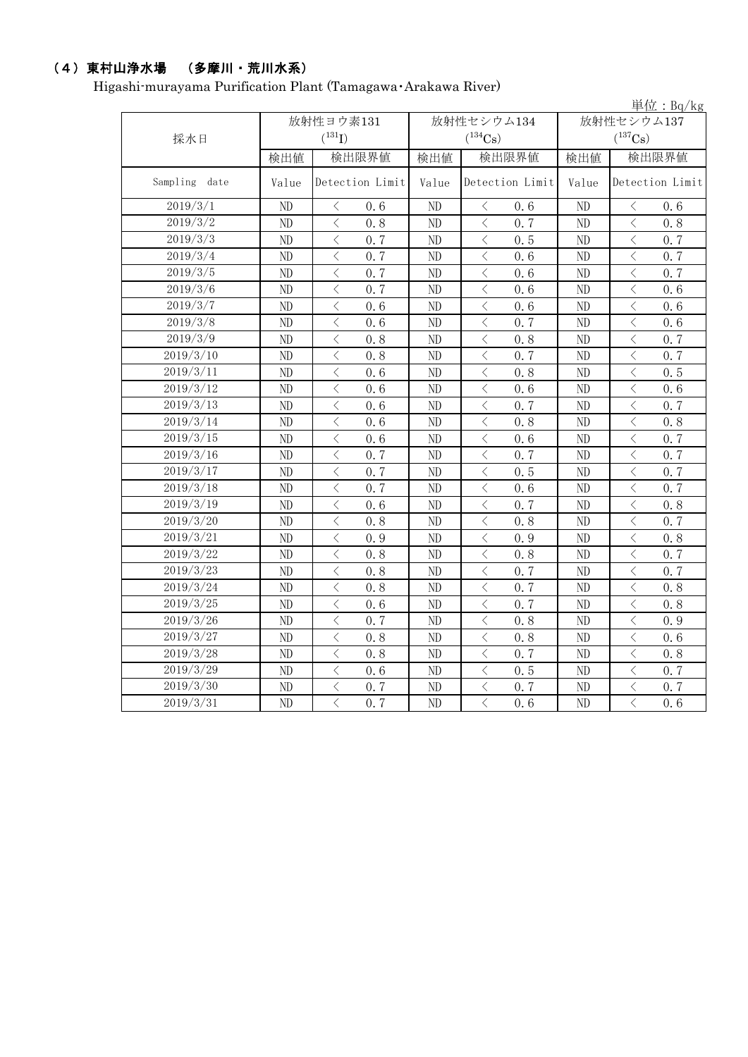### （4）東村山浄水場　（多摩川・荒川水系）

Higashi-murayama Purification Plant (Tamagawa･Arakawa River)

単位：Bq/kg

| 採水日 | 放射性ヨウ素131 ($^{131}$I) | | 放射性セシウム134 ($^{134}$Cs) | | 放射性セシウム137 ($^{137}$Cs) | |
|---|---|---|---|---|---|---|
| | 検出値 | 検出限界値 | 検出値 | 検出限界値 | 検出値 | 検出限界値 |
| Sampling date | Value | Detection Limit | Value | Detection Limit | Value | Detection Limit |
| 2019/3/1 | ND | ＜ 0.6 | ND | ＜ 0.6 | ND | ＜ 0.6 |
| 2019/3/2 | ND | ＜ 0.8 | ND | ＜ 0.7 | ND | ＜ 0.8 |
| 2019/3/3 | ND | ＜ 0.7 | ND | ＜ 0.5 | ND | ＜ 0.7 |
| 2019/3/4 | ND | ＜ 0.7 | ND | ＜ 0.6 | ND | ＜ 0.7 |
| 2019/3/5 | ND | ＜ 0.7 | ND | ＜ 0.6 | ND | ＜ 0.7 |
| 2019/3/6 | ND | ＜ 0.7 | ND | ＜ 0.6 | ND | ＜ 0.6 |
| 2019/3/7 | ND | ＜ 0.6 | ND | ＜ 0.6 | ND | ＜ 0.6 |
| 2019/3/8 | ND | ＜ 0.6 | ND | ＜ 0.7 | ND | ＜ 0.6 |
| 2019/3/9 | ND | ＜ 0.8 | ND | ＜ 0.8 | ND | ＜ 0.7 |
| 2019/3/10 | ND | ＜ 0.8 | ND | ＜ 0.7 | ND | ＜ 0.7 |
| 2019/3/11 | ND | ＜ 0.6 | ND | ＜ 0.8 | ND | ＜ 0.5 |
| 2019/3/12 | ND | ＜ 0.6 | ND | ＜ 0.6 | ND | ＜ 0.6 |
| 2019/3/13 | ND | ＜ 0.6 | ND | ＜ 0.7 | ND | ＜ 0.7 |
| 2019/3/14 | ND | ＜ 0.6 | ND | ＜ 0.8 | ND | ＜ 0.8 |
| 2019/3/15 | ND | ＜ 0.6 | ND | ＜ 0.6 | ND | ＜ 0.7 |
| 2019/3/16 | ND | ＜ 0.7 | ND | ＜ 0.7 | ND | ＜ 0.7 |
| 2019/3/17 | ND | ＜ 0.7 | ND | ＜ 0.5 | ND | ＜ 0.7 |
| 2019/3/18 | ND | ＜ 0.7 | ND | ＜ 0.6 | ND | ＜ 0.7 |
| 2019/3/19 | ND | ＜ 0.6 | ND | ＜ 0.7 | ND | ＜ 0.8 |
| 2019/3/20 | ND | ＜ 0.8 | ND | ＜ 0.8 | ND | ＜ 0.7 |
| 2019/3/21 | ND | ＜ 0.9 | ND | ＜ 0.9 | ND | ＜ 0.8 |
| 2019/3/22 | ND | ＜ 0.8 | ND | ＜ 0.8 | ND | ＜ 0.7 |
| 2019/3/23 | ND | ＜ 0.8 | ND | ＜ 0.7 | ND | ＜ 0.7 |
| 2019/3/24 | ND | ＜ 0.8 | ND | ＜ 0.7 | ND | ＜ 0.8 |
| 2019/3/25 | ND | ＜ 0.6 | ND | ＜ 0.7 | ND | ＜ 0.8 |
| 2019/3/26 | ND | ＜ 0.7 | ND | ＜ 0.8 | ND | ＜ 0.9 |
| 2019/3/27 | ND | ＜ 0.8 | ND | ＜ 0.8 | ND | ＜ 0.6 |
| 2019/3/28 | ND | ＜ 0.8 | ND | ＜ 0.7 | ND | ＜ 0.8 |
| 2019/3/29 | ND | ＜ 0.6 | ND | ＜ 0.5 | ND | ＜ 0.7 |
| 2019/3/30 | ND | ＜ 0.7 | ND | ＜ 0.7 | ND | ＜ 0.7 |
| 2019/3/31 | ND | ＜ 0.7 | ND | ＜ 0.6 | ND | ＜ 0.6 |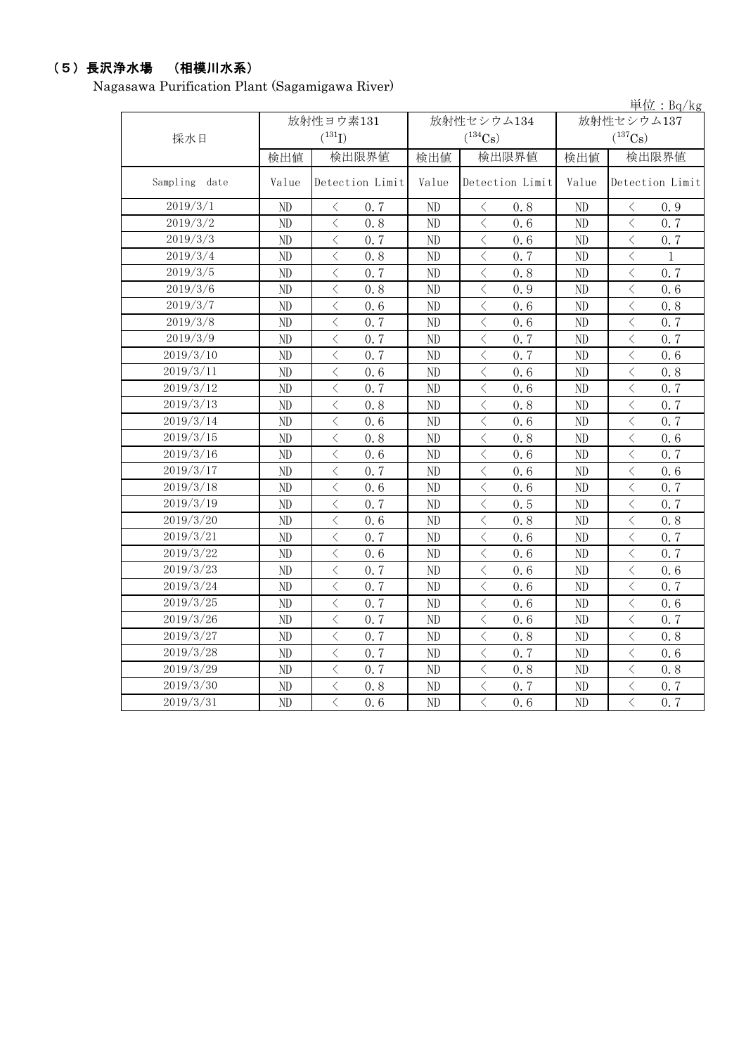## （5）長沢浄水場　（相模川水系）

Nagasawa Purification Plant (Sagamigawa River)

単位：Bq/kg

| 採水日 | 放射性ヨウ素131 ($^{131}I$) | | 放射性セシウム134 ($^{134}Cs$) | | 放射性セシウム137 ($^{137}Cs$) | |
|---|---|---|---|---|---|---|
| | 検出値 | 検出限界値 | 検出値 | 検出限界値 | 検出値 | 検出限界値 |
| Sampling date | Value | Detection Limit | Value | Detection Limit | Value | Detection Limit |
| 2019/3/1 | ND | ＜ 0.7 | ND | ＜ 0.8 | ND | ＜ 0.9 |
| 2019/3/2 | ND | ＜ 0.8 | ND | ＜ 0.6 | ND | ＜ 0.7 |
| 2019/3/3 | ND | ＜ 0.7 | ND | ＜ 0.6 | ND | ＜ 0.7 |
| 2019/3/4 | ND | ＜ 0.8 | ND | ＜ 0.7 | ND | ＜ 1 |
| 2019/3/5 | ND | ＜ 0.7 | ND | ＜ 0.8 | ND | ＜ 0.7 |
| 2019/3/6 | ND | ＜ 0.8 | ND | ＜ 0.9 | ND | ＜ 0.6 |
| 2019/3/7 | ND | ＜ 0.6 | ND | ＜ 0.6 | ND | ＜ 0.8 |
| 2019/3/8 | ND | ＜ 0.7 | ND | ＜ 0.6 | ND | ＜ 0.7 |
| 2019/3/9 | ND | ＜ 0.7 | ND | ＜ 0.7 | ND | ＜ 0.7 |
| 2019/3/10 | ND | ＜ 0.7 | ND | ＜ 0.7 | ND | ＜ 0.6 |
| 2019/3/11 | ND | ＜ 0.6 | ND | ＜ 0.6 | ND | ＜ 0.8 |
| 2019/3/12 | ND | ＜ 0.7 | ND | ＜ 0.6 | ND | ＜ 0.7 |
| 2019/3/13 | ND | ＜ 0.8 | ND | ＜ 0.8 | ND | ＜ 0.7 |
| 2019/3/14 | ND | ＜ 0.6 | ND | ＜ 0.6 | ND | ＜ 0.7 |
| 2019/3/15 | ND | ＜ 0.8 | ND | ＜ 0.8 | ND | ＜ 0.6 |
| 2019/3/16 | ND | ＜ 0.6 | ND | ＜ 0.6 | ND | ＜ 0.7 |
| 2019/3/17 | ND | ＜ 0.7 | ND | ＜ 0.6 | ND | ＜ 0.6 |
| 2019/3/18 | ND | ＜ 0.6 | ND | ＜ 0.6 | ND | ＜ 0.7 |
| 2019/3/19 | ND | ＜ 0.7 | ND | ＜ 0.5 | ND | ＜ 0.7 |
| 2019/3/20 | ND | ＜ 0.6 | ND | ＜ 0.8 | ND | ＜ 0.8 |
| 2019/3/21 | ND | ＜ 0.7 | ND | ＜ 0.6 | ND | ＜ 0.7 |
| 2019/3/22 | ND | ＜ 0.6 | ND | ＜ 0.6 | ND | ＜ 0.7 |
| 2019/3/23 | ND | ＜ 0.7 | ND | ＜ 0.6 | ND | ＜ 0.6 |
| 2019/3/24 | ND | ＜ 0.7 | ND | ＜ 0.6 | ND | ＜ 0.7 |
| 2019/3/25 | ND | ＜ 0.7 | ND | ＜ 0.6 | ND | ＜ 0.6 |
| 2019/3/26 | ND | ＜ 0.7 | ND | ＜ 0.6 | ND | ＜ 0.7 |
| 2019/3/27 | ND | ＜ 0.7 | ND | ＜ 0.8 | ND | ＜ 0.8 |
| 2019/3/28 | ND | ＜ 0.7 | ND | ＜ 0.7 | ND | ＜ 0.6 |
| 2019/3/29 | ND | ＜ 0.7 | ND | ＜ 0.8 | ND | ＜ 0.8 |
| 2019/3/30 | ND | ＜ 0.8 | ND | ＜ 0.7 | ND | ＜ 0.7 |
| 2019/3/31 | ND | ＜ 0.6 | ND | ＜ 0.6 | ND | ＜ 0.7 |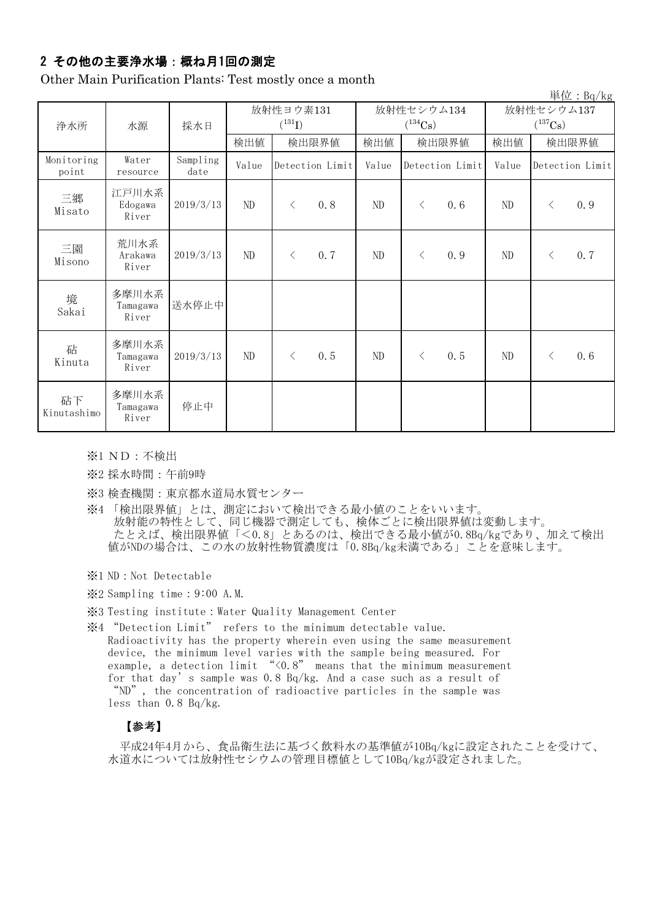## 2 その他の主要浄水場：概ね月1回の測定

Other Main Purification Plants: Test mostly once a month

単位：Bq/kg

| 浄水所 | 水源 | 採水日 | 放射性ヨウ素131 ($^{131}I$) | | | 放射性セシウム134 ($^{134}Cs$) | | | 放射性セシウム137 ($^{137}Cs$) | | |
|---|---|---|---|---|---|---|---|---|---|---|---|
| | | | 検出値 | 検出限界値 | | 検出値 | 検出限界値 | | 検出値 | 検出限界値 | |
| Monitoring point | Water resource | Sampling date | Value | Detection Limit | | Value | Detection Limit | | Value | Detection Limit | |
| 三郷 Misato | 江戸川水系 Edogawa River | 2019/3/13 | ND | < | 0.8 | ND | < | 0.6 | ND | < | 0.9 |
| 三園 Misono | 荒川水系 Arakawa River | 2019/3/13 | ND | < | 0.7 | ND | < | 0.9 | ND | < | 0.7 |
| 境 Sakai | 多摩川水系 Tamagawa River | 送水停止中 | | | | | | | | | |
| 砧 Kinuta | 多摩川水系 Tamagawa River | 2019/3/13 | ND | < | 0.5 | ND | < | 0.5 | ND | < | 0.6 |
| 砧下 Kinutashimo | 多摩川水系 Tamagawa River | 停止中 | | | | | | | | | |

※1 ＮＤ：不検出

※2 採水時間：午前9時

※3 検査機関：東京都水道局水質センター

※4 「検出限界値」とは、測定において検出できる最小値のことをいいます。
放射能の特性として、同じ機器で測定しても、検体ごとに検出限界値は変動します。
たとえば、検出限界値「＜0.8」とあるのは、検出できる最小値が0.8Bq/kgであり、加えて検出値がNDの場合は、この水の放射性物質濃度は「0.8Bq/kg未満である」ことを意味します。

※1 ND：Not Detectable

※2 Sampling time：9:00 A.M.

※3 Testing institute：Water Quality Management Center

※4 "Detection Limit" refers to the minimum detectable value.
Radioactivity has the property wherein even using the same measurement device, the minimum level varies with the sample being measured. For example, a detection limit "<0.8" means that the minimum measurement for that day's sample was 0.8 Bq/kg. And a case such as a result of "ND", the concentration of radioactive particles in the sample was less than 0.8 Bq/kg.

**【参考】**

平成24年4月から、食品衛生法に基づく飲料水の基準値が10Bq/kgに設定されたことを受けて、水道水については放射性セシウムの管理目標値として10Bq/kgが設定されました。